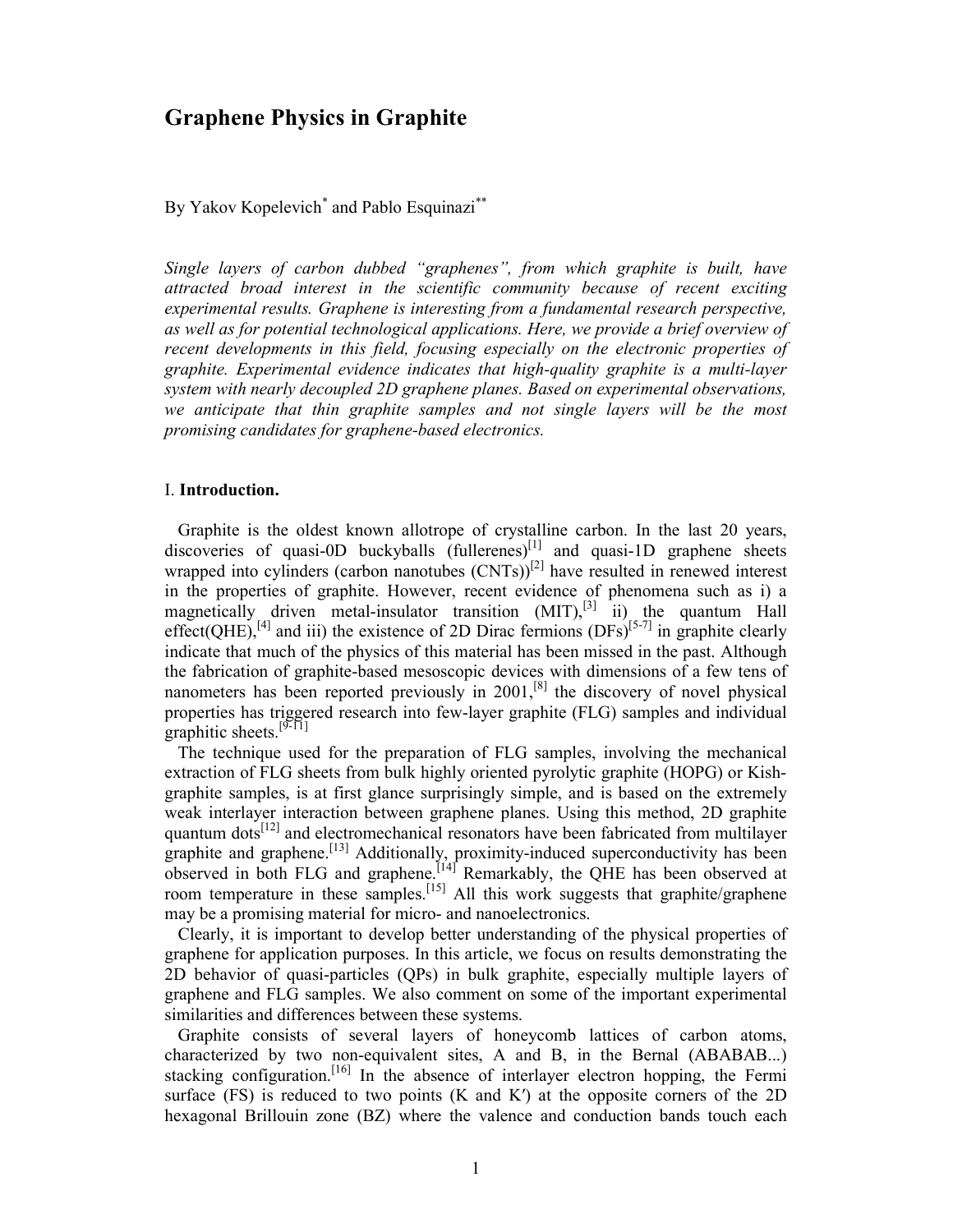# Graphene Physics in Graphite

By Yakov Kopelevich* and Pablo Esquinazi**

*Single layers of carbon dubbed "graphenes", from which graphite is built, have attracted broad interest in the scientific community because of recent exciting experimental results. Graphene is interesting from a fundamental research perspective, as well as for potential technological applications. Here, we provide a brief overview of recent developments in this field, focusing especially on the electronic properties of graphite. Experimental evidence indicates that high-quality graphite is a multi-layer system with nearly decoupled 2D graphene planes. Based on experimental observations, we anticipate that thin graphite samples and not single layers will be the most promising candidates for graphene-based electronics.*

## I. **Introduction.**

Graphite is the oldest known allotrope of crystalline carbon. In the last 20 years, discoveries of quasi-0D buckyballs (fullerenes)[1] and quasi-1D graphene sheets wrapped into cylinders (carbon nanotubes (CNTs))[2] have resulted in renewed interest in the properties of graphite. However, recent evidence of phenomena such as i) a magnetically driven metal-insulator transition (MIT),[3] ii) the quantum Hall effect(QHE),[4] and iii) the existence of 2D Dirac fermions (DFs)[5-7] in graphite clearly indicate that much of the physics of this material has been missed in the past. Although the fabrication of graphite-based mesoscopic devices with dimensions of a few tens of nanometers has been reported previously in 2001,[8] the discovery of novel physical properties has triggered research into few-layer graphite (FLG) samples and individual graphitic sheets.[9-11]

The technique used for the preparation of FLG samples, involving the mechanical extraction of FLG sheets from bulk highly oriented pyrolytic graphite (HOPG) or Kish-graphite samples, is at first glance surprisingly simple, and is based on the extremely weak interlayer interaction between graphene planes. Using this method, 2D graphite quantum dots[12] and electromechanical resonators have been fabricated from multilayer graphite and graphene.[13] Additionally, proximity-induced superconductivity has been observed in both FLG and graphene.[14] Remarkably, the QHE has been observed at room temperature in these samples.[15] All this work suggests that graphite/graphene may be a promising material for micro- and nanoelectronics.

Clearly, it is important to develop better understanding of the physical properties of graphene for application purposes. In this article, we focus on results demonstrating the 2D behavior of quasi-particles (QPs) in bulk graphite, especially multiple layers of graphene and FLG samples. We also comment on some of the important experimental similarities and differences between these systems.

Graphite consists of several layers of honeycomb lattices of carbon atoms, characterized by two non-equivalent sites, A and B, in the Bernal (ABABAB...) stacking configuration.[16] In the absence of interlayer electron hopping, the Fermi surface (FS) is reduced to two points (K and K′) at the opposite corners of the 2D hexagonal Brillouin zone (BZ) where the valence and conduction bands touch each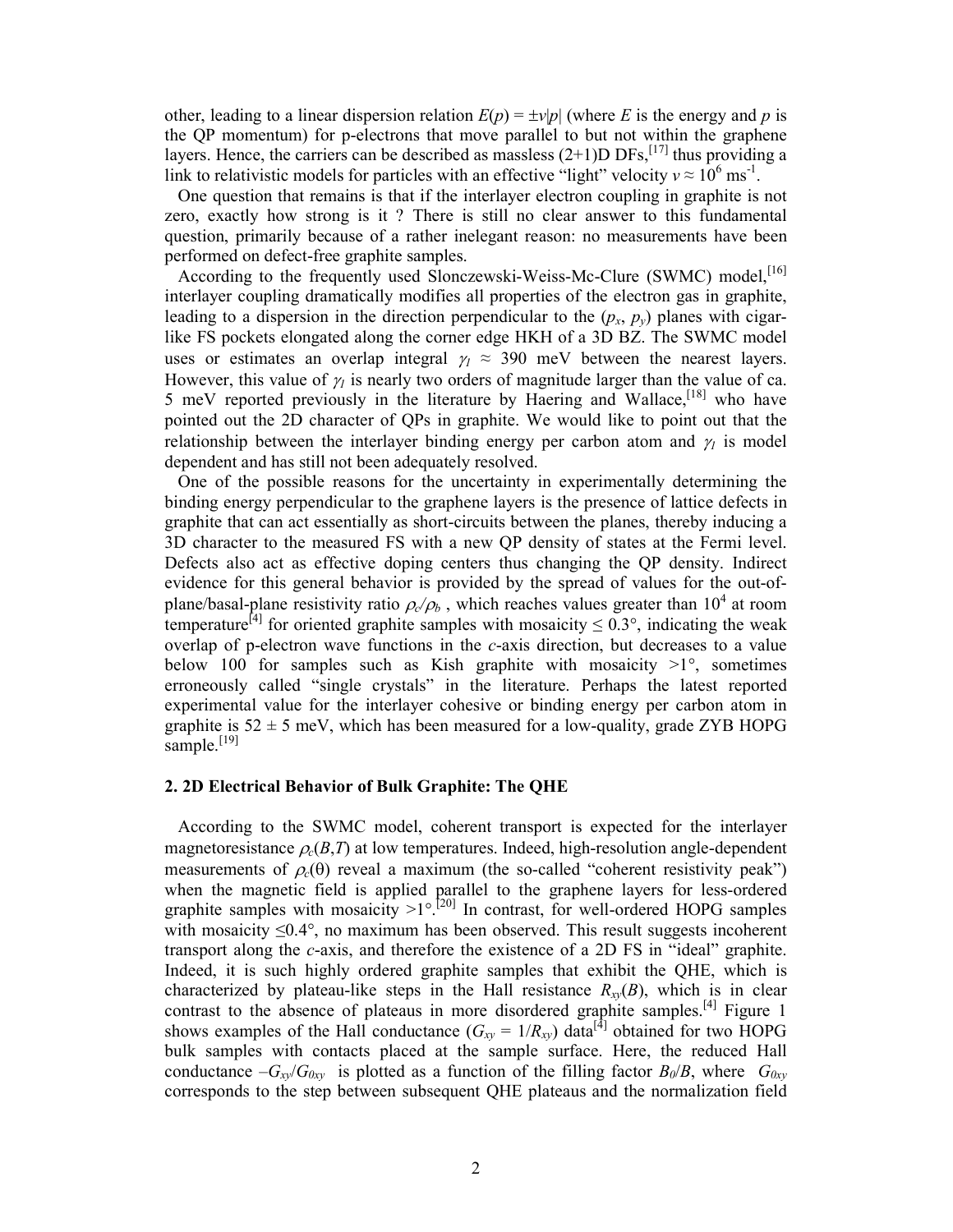other, leading to a linear dispersion relation $E(p) = \pm v|p|$ (where $E$ is the energy and $p$ is the QP momentum) for p-electrons that move parallel to but not within the graphene layers. Hence, the carriers can be described as massless (2+1)D DFs,[17] thus providing a link to relativistic models for particles with an effective "light" velocity $v \approx 10^6$ ms$^{-1}$.

One question that remains is that if the interlayer electron coupling in graphite is not zero, exactly how strong is it ? There is still no clear answer to this fundamental question, primarily because of a rather inelegant reason: no measurements have been performed on defect-free graphite samples.

According to the frequently used Slonczewski-Weiss-Mc-Clure (SWMC) model,[16] interlayer coupling dramatically modifies all properties of the electron gas in graphite, leading to a dispersion in the direction perpendicular to the ($p_x$, $p_y$) planes with cigar-like FS pockets elongated along the corner edge HKH of a 3D BZ. The SWMC model uses or estimates an overlap integral $\gamma_1 \approx 390$ meV between the nearest layers. However, this value of $\gamma_1$ is nearly two orders of magnitude larger than the value of ca. 5 meV reported previously in the literature by Haering and Wallace,[18] who have pointed out the 2D character of QPs in graphite. We would like to point out that the relationship between the interlayer binding energy per carbon atom and $\gamma_1$ is model dependent and has still not been adequately resolved.

One of the possible reasons for the uncertainty in experimentally determining the binding energy perpendicular to the graphene layers is the presence of lattice defects in graphite that can act essentially as short-circuits between the planes, thereby inducing a 3D character to the measured FS with a new QP density of states at the Fermi level. Defects also act as effective doping centers thus changing the QP density. Indirect evidence for this general behavior is provided by the spread of values for the out-of-plane/basal-plane resistivity ratio $\rho_c/\rho_b$ , which reaches values greater than $10^4$ at room temperature[4] for oriented graphite samples with mosaicity $\leq 0.3°$, indicating the weak overlap of p-electron wave functions in the $c$-axis direction, but decreases to a value below 100 for samples such as Kish graphite with mosaicity >1°, sometimes erroneously called "single crystals" in the literature. Perhaps the latest reported experimental value for the interlayer cohesive or binding energy per carbon atom in graphite is $52 \pm 5$ meV, which has been measured for a low-quality, grade ZYB HOPG sample.[19]

## 2. 2D Electrical Behavior of Bulk Graphite: The QHE

According to the SWMC model, coherent transport is expected for the interlayer magnetoresistance $\rho_c(B,T)$ at low temperatures. Indeed, high-resolution angle-dependent measurements of $\rho_c(\theta)$ reveal a maximum (the so-called "coherent resistivity peak") when the magnetic field is applied parallel to the graphene layers for less-ordered graphite samples with mosaicity >1°.[20] In contrast, for well-ordered HOPG samples with mosaicity $\leq$0.4°, no maximum has been observed. This result suggests incoherent transport along the $c$-axis, and therefore the existence of a 2D FS in "ideal" graphite. Indeed, it is such highly ordered graphite samples that exhibit the QHE, which is characterized by plateau-like steps in the Hall resistance $R_{xy}(B)$, which is in clear contrast to the absence of plateaus in more disordered graphite samples.[4] Figure 1 shows examples of the Hall conductance ($G_{xy} = 1/R_{xy}$) data[4] obtained for two HOPG bulk samples with contacts placed at the sample surface. Here, the reduced Hall conductance $-G_{xy}/G_{0xy}$ is plotted as a function of the filling factor $B_0/B$, where $G_{0xy}$ corresponds to the step between subsequent QHE plateaus and the normalization field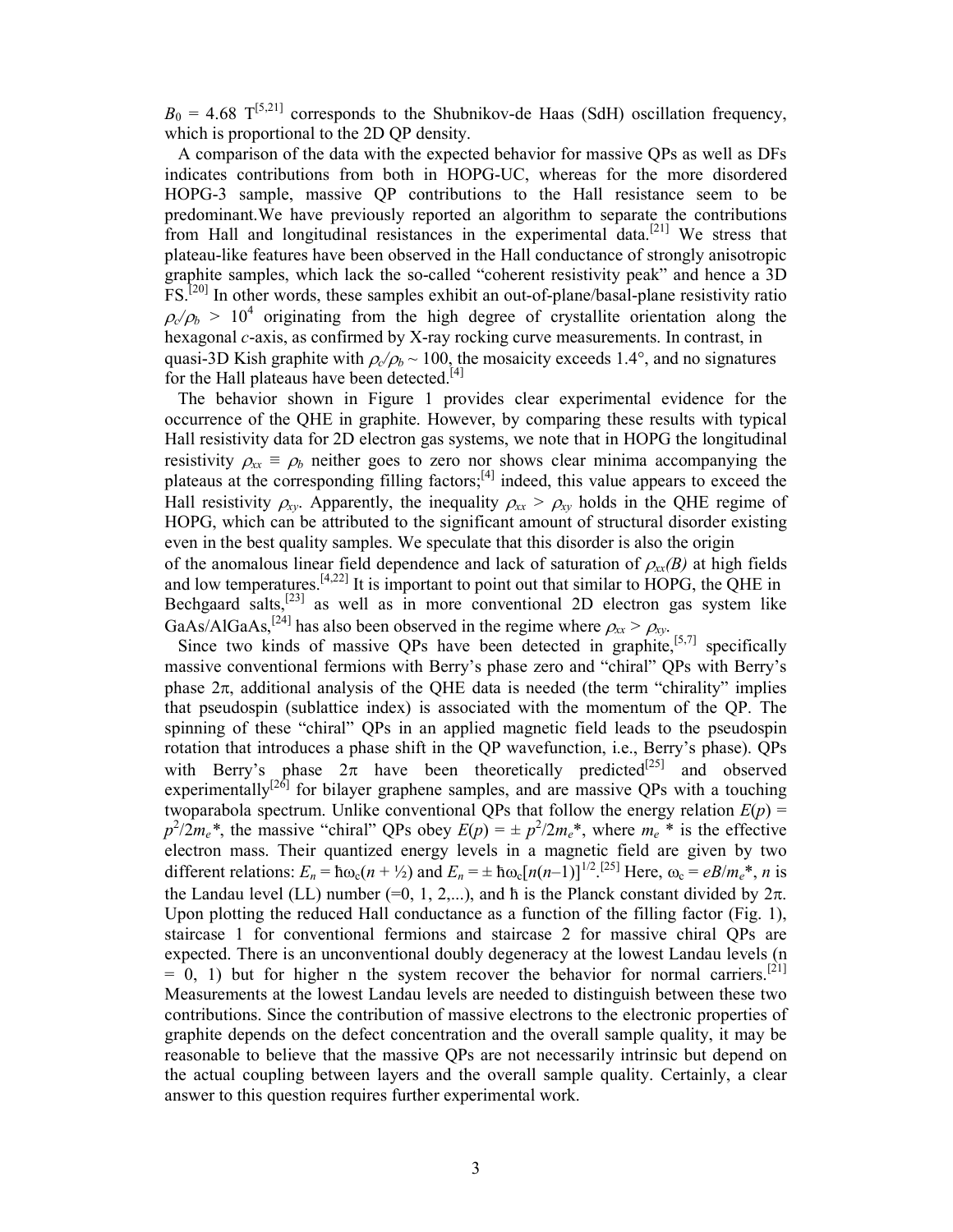$B_0$ = 4.68 T[5,21] corresponds to the Shubnikov-de Haas (SdH) oscillation frequency, which is proportional to the 2D QP density.

A comparison of the data with the expected behavior for massive QPs as well as DFs indicates contributions from both in HOPG-UC, whereas for the more disordered HOPG-3 sample, massive QP contributions to the Hall resistance seem to be predominant.We have previously reported an algorithm to separate the contributions from Hall and longitudinal resistances in the experimental data.[21] We stress that plateau-like features have been observed in the Hall conductance of strongly anisotropic graphite samples, which lack the so-called "coherent resistivity peak" and hence a 3D FS.[20] In other words, these samples exhibit an out-of-plane/basal-plane resistivity ratio $\rho_c/\rho_b > 10^4$ originating from the high degree of crystallite orientation along the hexagonal $c$-axis, as confirmed by X-ray rocking curve measurements. In contrast, in quasi-3D Kish graphite with $\rho_c/\rho_b \sim 100$, the mosaicity exceeds 1.4°, and no signatures for the Hall plateaus have been detected.[4]

The behavior shown in Figure 1 provides clear experimental evidence for the occurrence of the QHE in graphite. However, by comparing these results with typical Hall resistivity data for 2D electron gas systems, we note that in HOPG the longitudinal resistivity $\rho_{xx} \equiv \rho_b$ neither goes to zero nor shows clear minima accompanying the plateaus at the corresponding filling factors;[4] indeed, this value appears to exceed the Hall resistivity $\rho_{xy}$. Apparently, the inequality $\rho_{xx} > \rho_{xy}$ holds in the QHE regime of HOPG, which can be attributed to the significant amount of structural disorder existing even in the best quality samples. We speculate that this disorder is also the origin of the anomalous linear field dependence and lack of saturation of $\rho_{xx}(B)$ at high fields and low temperatures.[4,22] It is important to point out that similar to HOPG, the QHE in Bechgaard salts,[23] as well as in more conventional 2D electron gas system like GaAs/AlGaAs,[24] has also been observed in the regime where $\rho_{xx} > \rho_{xy}$.

Since two kinds of massive QPs have been detected in graphite,[5,7] specifically massive conventional fermions with Berry's phase zero and "chiral" QPs with Berry's phase $2\pi$, additional analysis of the QHE data is needed (the term "chirality" implies that pseudospin (sublattice index) is associated with the momentum of the QP. The spinning of these "chiral" QPs in an applied magnetic field leads to the pseudospin rotation that introduces a phase shift in the QP wavefunction, i.e., Berry's phase). QPs with Berry's phase $2\pi$ have been theoretically predicted[25] and observed experimentally[26] for bilayer graphene samples, and are massive QPs with a touching twoparabola spectrum. Unlike conventional QPs that follow the energy relation $E(p) = p^2/2m_e^*$, the massive "chiral" QPs obey $E(p) = \pm\, p^2/2m_e^*$, where $m_e^*$ is the effective electron mass. Their quantized energy levels in a magnetic field are given by two different relations: $E_n = \hbar\omega_c(n + ½)$ and $E_n = \pm\,\hbar\omega_c[n(n-1)]^{1/2}$.[25] Here, $\omega_c = eB/m_e^*$, $n$ is the Landau level (LL) number (=0, 1, 2,...), and ħ is the Planck constant divided by $2\pi$. Upon plotting the reduced Hall conductance as a function of the filling factor (Fig. 1), staircase 1 for conventional fermions and staircase 2 for massive chiral QPs are expected. There is an unconventional doubly degeneracy at the lowest Landau levels (n = 0, 1) but for higher n the system recover the behavior for normal carriers.[21] Measurements at the lowest Landau levels are needed to distinguish between these two contributions. Since the contribution of massive electrons to the electronic properties of graphite depends on the defect concentration and the overall sample quality, it may be reasonable to believe that the massive QPs are not necessarily intrinsic but depend on the actual coupling between layers and the overall sample quality. Certainly, a clear answer to this question requires further experimental work.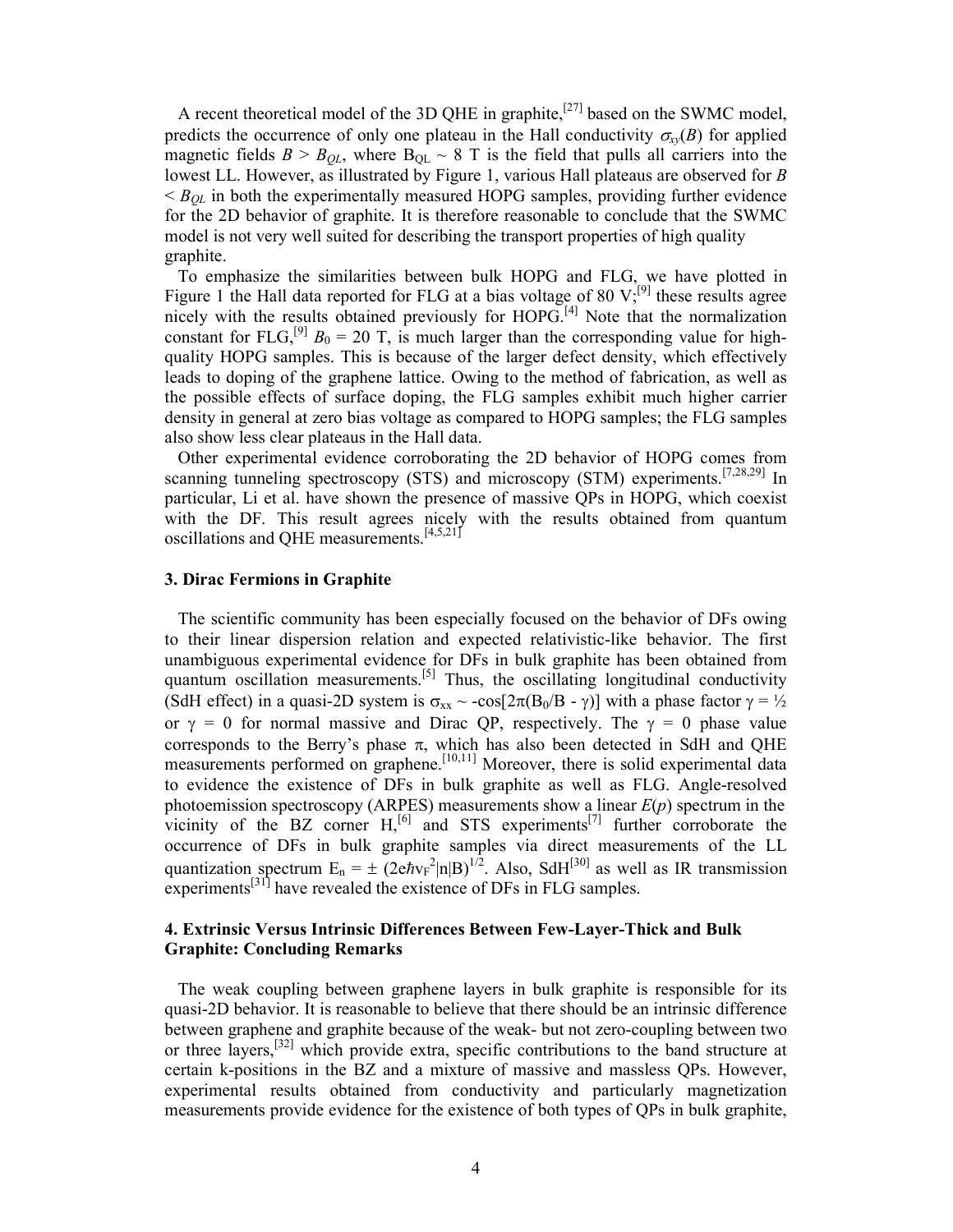A recent theoretical model of the 3D QHE in graphite,[27] based on the SWMC model, predicts the occurrence of only one plateau in the Hall conductivity $\sigma_{xy}(B)$ for applied magnetic fields $B > B_{QL}$, where $B_{QL} \sim 8$ T is the field that pulls all carriers into the lowest LL. However, as illustrated by Figure 1, various Hall plateaus are observed for $B < B_{QL}$ in both the experimentally measured HOPG samples, providing further evidence for the 2D behavior of graphite. It is therefore reasonable to conclude that the SWMC model is not very well suited for describing the transport properties of high quality graphite.

To emphasize the similarities between bulk HOPG and FLG, we have plotted in Figure 1 the Hall data reported for FLG at a bias voltage of 80 V;[9] these results agree nicely with the results obtained previously for HOPG.[4] Note that the normalization constant for FLG,[9] $B_0 = 20$ T, is much larger than the corresponding value for high-quality HOPG samples. This is because of the larger defect density, which effectively leads to doping of the graphene lattice. Owing to the method of fabrication, as well as the possible effects of surface doping, the FLG samples exhibit much higher carrier density in general at zero bias voltage as compared to HOPG samples; the FLG samples also show less clear plateaus in the Hall data.

Other experimental evidence corroborating the 2D behavior of HOPG comes from scanning tunneling spectroscopy (STS) and microscopy (STM) experiments.[7,28,29] In particular, Li et al. have shown the presence of massive QPs in HOPG, which coexist with the DF. This result agrees nicely with the results obtained from quantum oscillations and QHE measurements.[4,5,21]

### 3. Dirac Fermions in Graphite

The scientific community has been especially focused on the behavior of DFs owing to their linear dispersion relation and expected relativistic-like behavior. The first unambiguous experimental evidence for DFs in bulk graphite has been obtained from quantum oscillation measurements.[5] Thus, the oscillating longitudinal conductivity (SdH effect) in a quasi-2D system is $\sigma_{xx} \sim -\cos[2\pi(B_0/B - \gamma)]$ with a phase factor $\gamma = ½$ or $\gamma = 0$ for normal massive and Dirac QP, respectively. The $\gamma = 0$ phase value corresponds to the Berry's phase $\pi$, which has also been detected in SdH and QHE measurements performed on graphene.[10,11] Moreover, there is solid experimental data to evidence the existence of DFs in bulk graphite as well as FLG. Angle-resolved photoemission spectroscopy (ARPES) measurements show a linear $E(p)$ spectrum in the vicinity of the BZ corner H,[6] and STS experiments[7] further corroborate the occurrence of DFs in bulk graphite samples via direct measurements of the LL quantization spectrum $E_n = \pm (2e\hbar v_F^2|n|B)^{1/2}$. Also, SdH[30] as well as IR transmission experiments[31] have revealed the existence of DFs in FLG samples.

### 4. Extrinsic Versus Intrinsic Differences Between Few-Layer-Thick and Bulk Graphite: Concluding Remarks

The weak coupling between graphene layers in bulk graphite is responsible for its quasi-2D behavior. It is reasonable to believe that there should be an intrinsic difference between graphene and graphite because of the weak- but not zero-coupling between two or three layers,[32] which provide extra, specific contributions to the band structure at certain k-positions in the BZ and a mixture of massive and massless QPs. However, experimental results obtained from conductivity and particularly magnetization measurements provide evidence for the existence of both types of QPs in bulk graphite,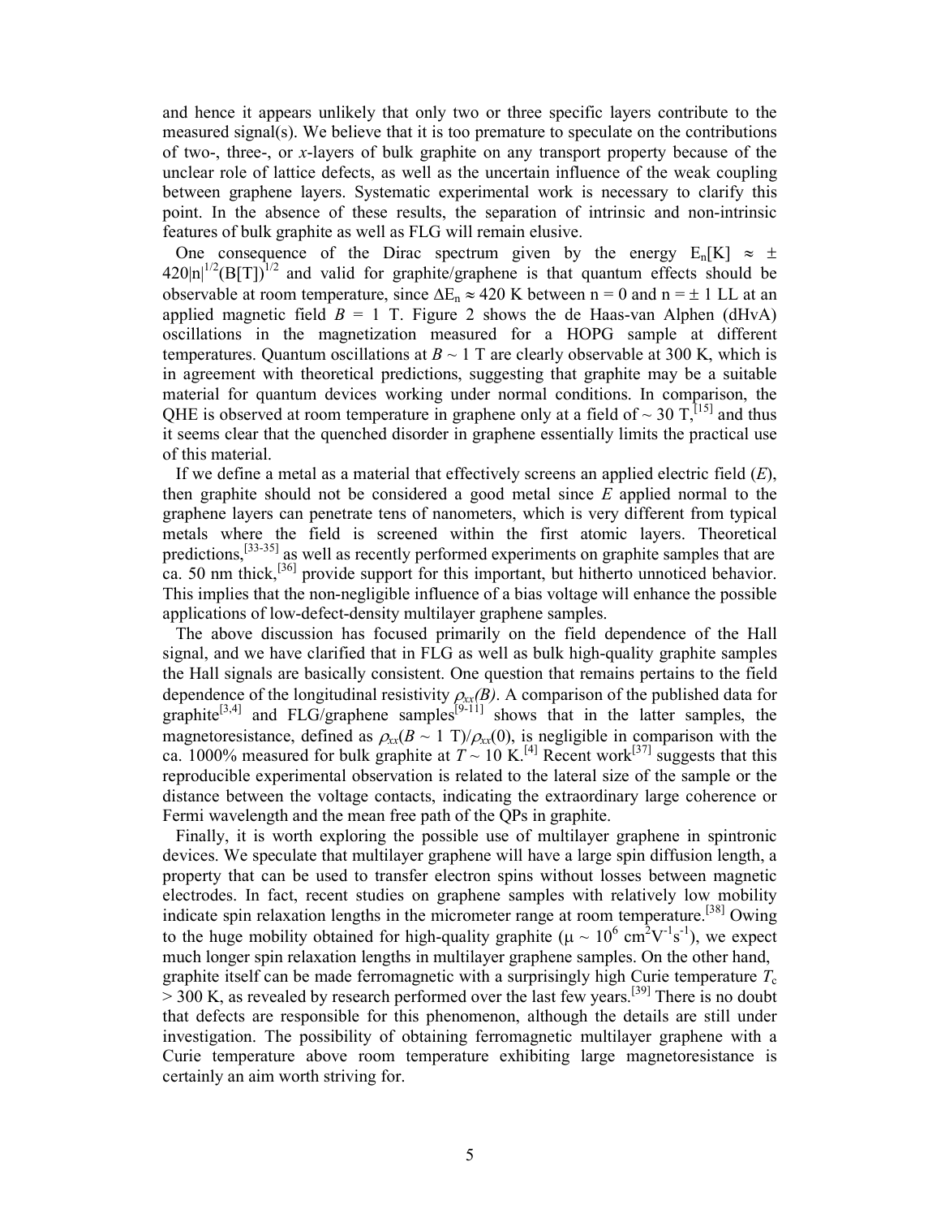and hence it appears unlikely that only two or three specific layers contribute to the measured signal(s). We believe that it is too premature to speculate on the contributions of two-, three-, or *x*-layers of bulk graphite on any transport property because of the unclear role of lattice defects, as well as the uncertain influence of the weak coupling between graphene layers. Systematic experimental work is necessary to clarify this point. In the absence of these results, the separation of intrinsic and non-intrinsic features of bulk graphite as well as FLG will remain elusive.

One consequence of the Dirac spectrum given by the energy $E_n[K] \approx \pm 420|n|^{1/2}(B[T])^{1/2}$ and valid for graphite/graphene is that quantum effects should be observable at room temperature, since $\Delta E_n \approx 420$ K between n = 0 and n = ± 1 LL at an applied magnetic field $B$ = 1 T. Figure 2 shows the de Haas-van Alphen (dHvA) oscillations in the magnetization measured for a HOPG sample at different temperatures. Quantum oscillations at $B \sim 1$ T are clearly observable at 300 K, which is in agreement with theoretical predictions, suggesting that graphite may be a suitable material for quantum devices working under normal conditions. In comparison, the QHE is observed at room temperature in graphene only at a field of ~ 30 T,[15] and thus it seems clear that the quenched disorder in graphene essentially limits the practical use of this material.

If we define a metal as a material that effectively screens an applied electric field ($E$), then graphite should not be considered a good metal since $E$ applied normal to the graphene layers can penetrate tens of nanometers, which is very different from typical metals where the field is screened within the first atomic layers. Theoretical predictions,[33-35] as well as recently performed experiments on graphite samples that are ca. 50 nm thick,[36] provide support for this important, but hitherto unnoticed behavior. This implies that the non-negligible influence of a bias voltage will enhance the possible applications of low-defect-density multilayer graphene samples.

The above discussion has focused primarily on the field dependence of the Hall signal, and we have clarified that in FLG as well as bulk high-quality graphite samples the Hall signals are basically consistent. One question that remains pertains to the field dependence of the longitudinal resistivity $\rho_{xx}(B)$. A comparison of the published data for graphite[3,4] and FLG/graphene samples[9-11] shows that in the latter samples, the magnetoresistance, defined as $\rho_{xx}(B \sim 1\ \mathrm{T})/\rho_{xx}(0)$, is negligible in comparison with the ca. 1000% measured for bulk graphite at $T \sim 10$ K.[4] Recent work[37] suggests that this reproducible experimental observation is related to the lateral size of the sample or the distance between the voltage contacts, indicating the extraordinary large coherence or Fermi wavelength and the mean free path of the QPs in graphite.

Finally, it is worth exploring the possible use of multilayer graphene in spintronic devices. We speculate that multilayer graphene will have a large spin diffusion length, a property that can be used to transfer electron spins without losses between magnetic electrodes. In fact, recent studies on graphene samples with relatively low mobility indicate spin relaxation lengths in the micrometer range at room temperature.[38] Owing to the huge mobility obtained for high-quality graphite ($\mu \sim 10^6$ cm$^2$V$^{-1}$s$^{-1}$), we expect much longer spin relaxation lengths in multilayer graphene samples. On the other hand, graphite itself can be made ferromagnetic with a surprisingly high Curie temperature $T_c$ > 300 K, as revealed by research performed over the last few years.[39] There is no doubt that defects are responsible for this phenomenon, although the details are still under investigation. The possibility of obtaining ferromagnetic multilayer graphene with a Curie temperature above room temperature exhibiting large magnetoresistance is certainly an aim worth striving for.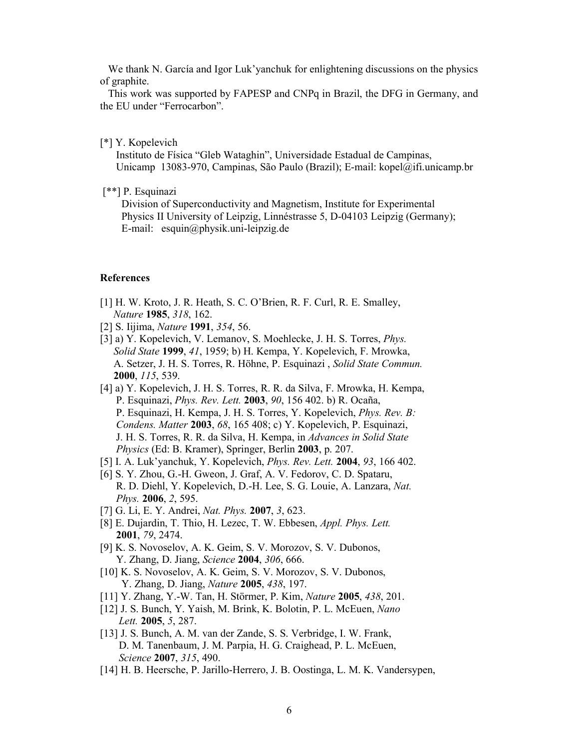We thank N. García and Igor Luk'yanchuk for enlightening discussions on the physics of graphite.

This work was supported by FAPESP and CNPq in Brazil, the DFG in Germany, and the EU under "Ferrocarbon".

[*] Y. Kopelevich
Instituto de Física "Gleb Wataghin", Universidade Estadual de Campinas, Unicamp 13083-970, Campinas, São Paulo (Brazil); E-mail: kopel@ifi.unicamp.br

[**] P. Esquinazi
Division of Superconductivity and Magnetism, Institute for Experimental Physics II University of Leipzig, Linnéstrasse 5, D-04103 Leipzig (Germany); E-mail: esquin@physik.uni-leipzig.de

**References**

[1] H. W. Kroto, J. R. Heath, S. C. O'Brien, R. F. Curl, R. E. Smalley, *Nature* **1985**, *318*, 162.

[2] S. Iijima, *Nature* **1991**, *354*, 56.

[3] a) Y. Kopelevich, V. Lemanov, S. Moehlecke, J. H. S. Torres, *Phys. Solid State* **1999**, *41*, 1959; b) H. Kempa, Y. Kopelevich, F. Mrowka, A. Setzer, J. H. S. Torres, R. Höhne, P. Esquinazi , *Solid State Commun.* **2000**, *115*, 539.

[4] a) Y. Kopelevich, J. H. S. Torres, R. R. da Silva, F. Mrowka, H. Kempa, P. Esquinazi, *Phys. Rev. Lett.* **2003**, *90*, 156 402. b) R. Ocaña, P. Esquinazi, H. Kempa, J. H. S. Torres, Y. Kopelevich, *Phys. Rev. B: Condens. Matter* **2003**, *68*, 165 408; c) Y. Kopelevich, P. Esquinazi, J. H. S. Torres, R. R. da Silva, H. Kempa, in *Advances in Solid State Physics* (Ed: B. Kramer), Springer, Berlin **2003**, p. 207.

[5] I. A. Luk'yanchuk, Y. Kopelevich, *Phys. Rev. Lett.* **2004**, *93*, 166 402.

[6] S. Y. Zhou, G.-H. Gweon, J. Graf, A. V. Fedorov, C. D. Spataru, R. D. Diehl, Y. Kopelevich, D.-H. Lee, S. G. Louie, A. Lanzara, *Nat. Phys.* **2006**, *2*, 595.

[7] G. Li, E. Y. Andrei, *Nat. Phys.* **2007**, *3*, 623.

[8] E. Dujardin, T. Thio, H. Lezec, T. W. Ebbesen, *Appl. Phys. Lett.* **2001**, *79*, 2474.

[9] K. S. Novoselov, A. K. Geim, S. V. Morozov, S. V. Dubonos, Y. Zhang, D. Jiang, *Science* **2004**, *306*, 666.

[10] K. S. Novoselov, A. K. Geim, S. V. Morozov, S. V. Dubonos, Y. Zhang, D. Jiang, *Nature* **2005**, *438*, 197.

[11] Y. Zhang, Y.-W. Tan, H. Störmer, P. Kim, *Nature* **2005**, *438*, 201.

[12] J. S. Bunch, Y. Yaish, M. Brink, K. Bolotin, P. L. McEuen, *Nano Lett.* **2005**, *5*, 287.

[13] J. S. Bunch, A. M. van der Zande, S. S. Verbridge, I. W. Frank, D. M. Tanenbaum, J. M. Parpia, H. G. Craighead, P. L. McEuen, *Science* **2007**, *315*, 490.

[14] H. B. Heersche, P. Jarillo-Herrero, J. B. Oostinga, L. M. K. Vandersypen,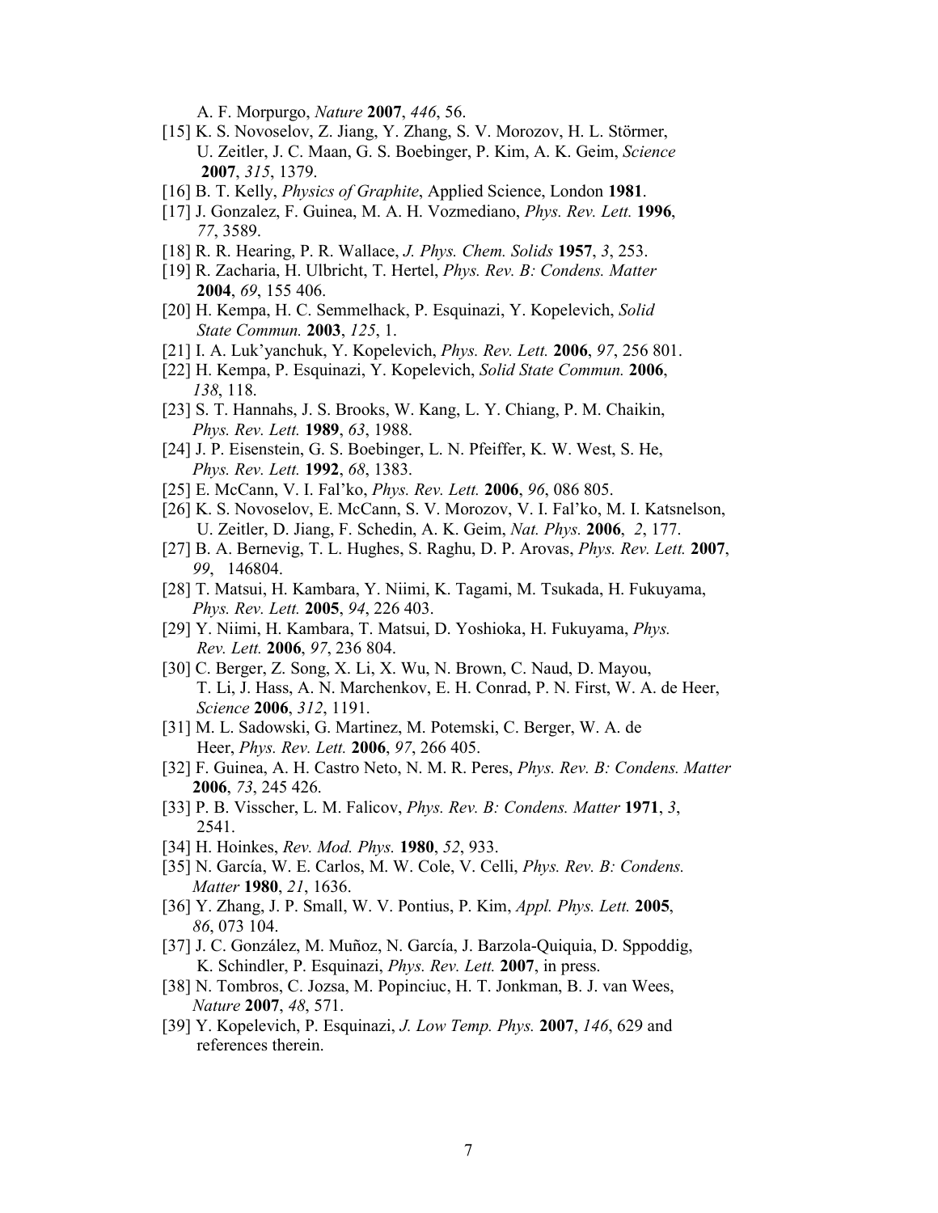A. F. Morpurgo, *Nature* **2007**, *446*, 56.

[15] K. S. Novoselov, Z. Jiang, Y. Zhang, S. V. Morozov, H. L. Störmer, U. Zeitler, J. C. Maan, G. S. Boebinger, P. Kim, A. K. Geim, *Science* **2007**, *315*, 1379.

[16] B. T. Kelly, *Physics of Graphite*, Applied Science, London **1981**.

[17] J. Gonzalez, F. Guinea, M. A. H. Vozmediano, *Phys. Rev. Lett.* **1996**, *77*, 3589.

[18] R. R. Hearing, P. R. Wallace, *J. Phys. Chem. Solids* **1957**, *3*, 253.

[19] R. Zacharia, H. Ulbricht, T. Hertel, *Phys. Rev. B: Condens. Matter* **2004**, *69*, 155 406.

[20] H. Kempa, H. C. Semmelhack, P. Esquinazi, Y. Kopelevich, *Solid State Commun.* **2003**, *125*, 1.

[21] I. A. Luk'yanchuk, Y. Kopelevich, *Phys. Rev. Lett.* **2006**, *97*, 256 801.

[22] H. Kempa, P. Esquinazi, Y. Kopelevich, *Solid State Commun.* **2006**, *138*, 118.

[23] S. T. Hannahs, J. S. Brooks, W. Kang, L. Y. Chiang, P. M. Chaikin, *Phys. Rev. Lett.* **1989**, *63*, 1988.

[24] J. P. Eisenstein, G. S. Boebinger, L. N. Pfeiffer, K. W. West, S. He, *Phys. Rev. Lett.* **1992**, *68*, 1383.

[25] E. McCann, V. I. Fal'ko, *Phys. Rev. Lett.* **2006**, *96*, 086 805.

[26] K. S. Novoselov, E. McCann, S. V. Morozov, V. I. Fal'ko, M. I. Katsnelson, U. Zeitler, D. Jiang, F. Schedin, A. K. Geim, *Nat. Phys.* **2006**, *2*, 177.

[27] B. A. Bernevig, T. L. Hughes, S. Raghu, D. P. Arovas, *Phys. Rev. Lett.* **2007**, *99*, 146804.

[28] T. Matsui, H. Kambara, Y. Niimi, K. Tagami, M. Tsukada, H. Fukuyama, *Phys. Rev. Lett.* **2005**, *94*, 226 403.

[29] Y. Niimi, H. Kambara, T. Matsui, D. Yoshioka, H. Fukuyama, *Phys. Rev. Lett.* **2006**, *97*, 236 804.

[30] C. Berger, Z. Song, X. Li, X. Wu, N. Brown, C. Naud, D. Mayou, T. Li, J. Hass, A. N. Marchenkov, E. H. Conrad, P. N. First, W. A. de Heer, *Science* **2006**, *312*, 1191.

[31] M. L. Sadowski, G. Martinez, M. Potemski, C. Berger, W. A. de Heer, *Phys. Rev. Lett.* **2006**, *97*, 266 405.

[32] F. Guinea, A. H. Castro Neto, N. M. R. Peres, *Phys. Rev. B: Condens. Matter* **2006**, *73*, 245 426.

[33] P. B. Visscher, L. M. Falicov, *Phys. Rev. B: Condens. Matter* **1971**, *3*, 2541.

[34] H. Hoinkes, *Rev. Mod. Phys.* **1980**, *52*, 933.

[35] N. García, W. E. Carlos, M. W. Cole, V. Celli, *Phys. Rev. B: Condens. Matter* **1980**, *21*, 1636.

[36] Y. Zhang, J. P. Small, W. V. Pontius, P. Kim, *Appl. Phys. Lett.* **2005**, *86*, 073 104.

[37] J. C. González, M. Muñoz, N. García, J. Barzola-Quiquia, D. Sppoddig, K. Schindler, P. Esquinazi, *Phys. Rev. Lett.* **2007**, in press.

[38] N. Tombros, C. Jozsa, M. Popinciuc, H. T. Jonkman, B. J. van Wees, *Nature* **2007**, *48*, 571.

[39] Y. Kopelevich, P. Esquinazi, *J. Low Temp. Phys.* **2007**, *146*, 629 and references therein.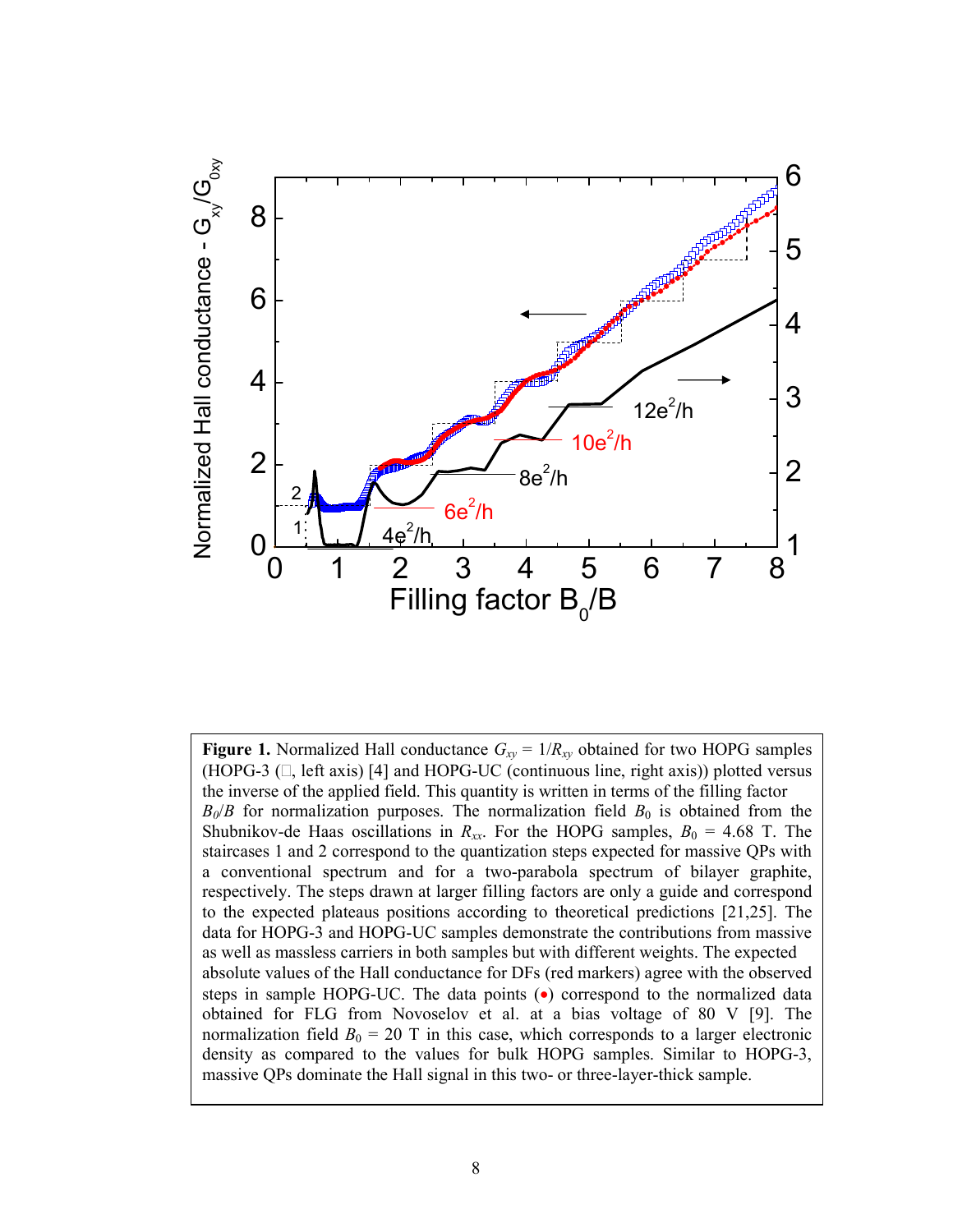**Figure 1.** Normalized Hall conductance $G_{xy} = 1/R_{xy}$ obtained for two HOPG samples (HOPG-3 (□, left axis) [4] and HOPG-UC (continuous line, right axis)) plotted versus the inverse of the applied field. This quantity is written in terms of the filling factor $B_0/B$ for normalization purposes. The normalization field $B_0$ is obtained from the Shubnikov-de Haas oscillations in $R_{xx}$. For the HOPG samples, $B_0$ = 4.68 T. The staircases 1 and 2 correspond to the quantization steps expected for massive QPs with a conventional spectrum and for a two-parabola spectrum of bilayer graphite, respectively. The steps drawn at larger filling factors are only a guide and correspond to the expected plateaus positions according to theoretical predictions [21,25]. The data for HOPG-3 and HOPG-UC samples demonstrate the contributions from massive as well as massless carriers in both samples but with different weights. The expected absolute values of the Hall conductance for DFs (red markers) agree with the observed steps in sample HOPG-UC. The data points (•) correspond to the normalized data obtained for FLG from Novoselov et al. at a bias voltage of 80 V [9]. The normalization field $B_0$ = 20 T in this case, which corresponds to a larger electronic density as compared to the values for bulk HOPG samples. Similar to HOPG-3, massive QPs dominate the Hall signal in this two- or three-layer-thick sample.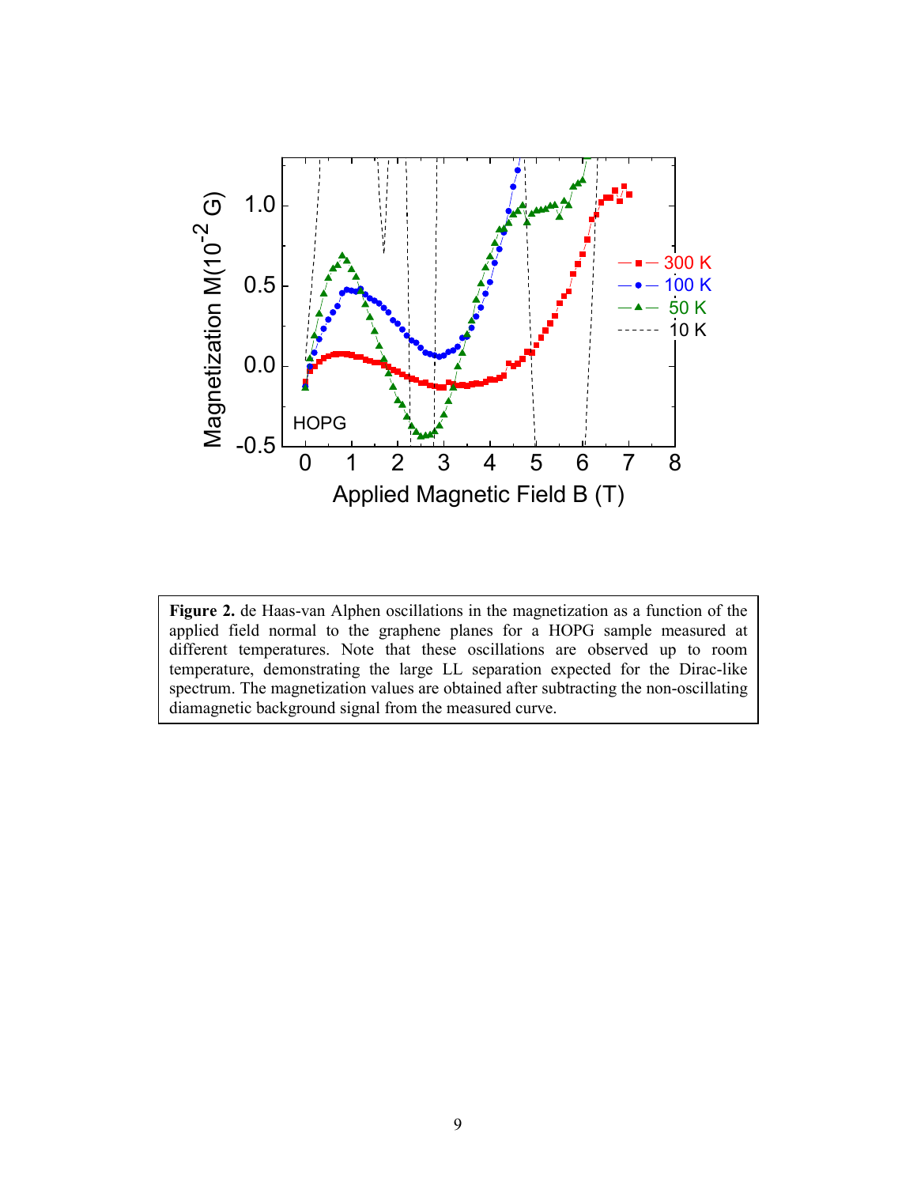Magnetization M($10^{-2}$ G)

1.0

0.5

0.0

-0.5

HOPG

0 1 2 3 4 5 6 7 8

Applied Magnetic Field B (T)

300 K
100 K
50 K
10 K

**Figure 2.** de Haas-van Alphen oscillations in the magnetization as a function of the applied field normal to the graphene planes for a HOPG sample measured at different temperatures. Note that these oscillations are observed up to room temperature, demonstrating the large LL separation expected for the Dirac-like spectrum. The magnetization values are obtained after subtracting the non-oscillating diamagnetic background signal from the measured curve.